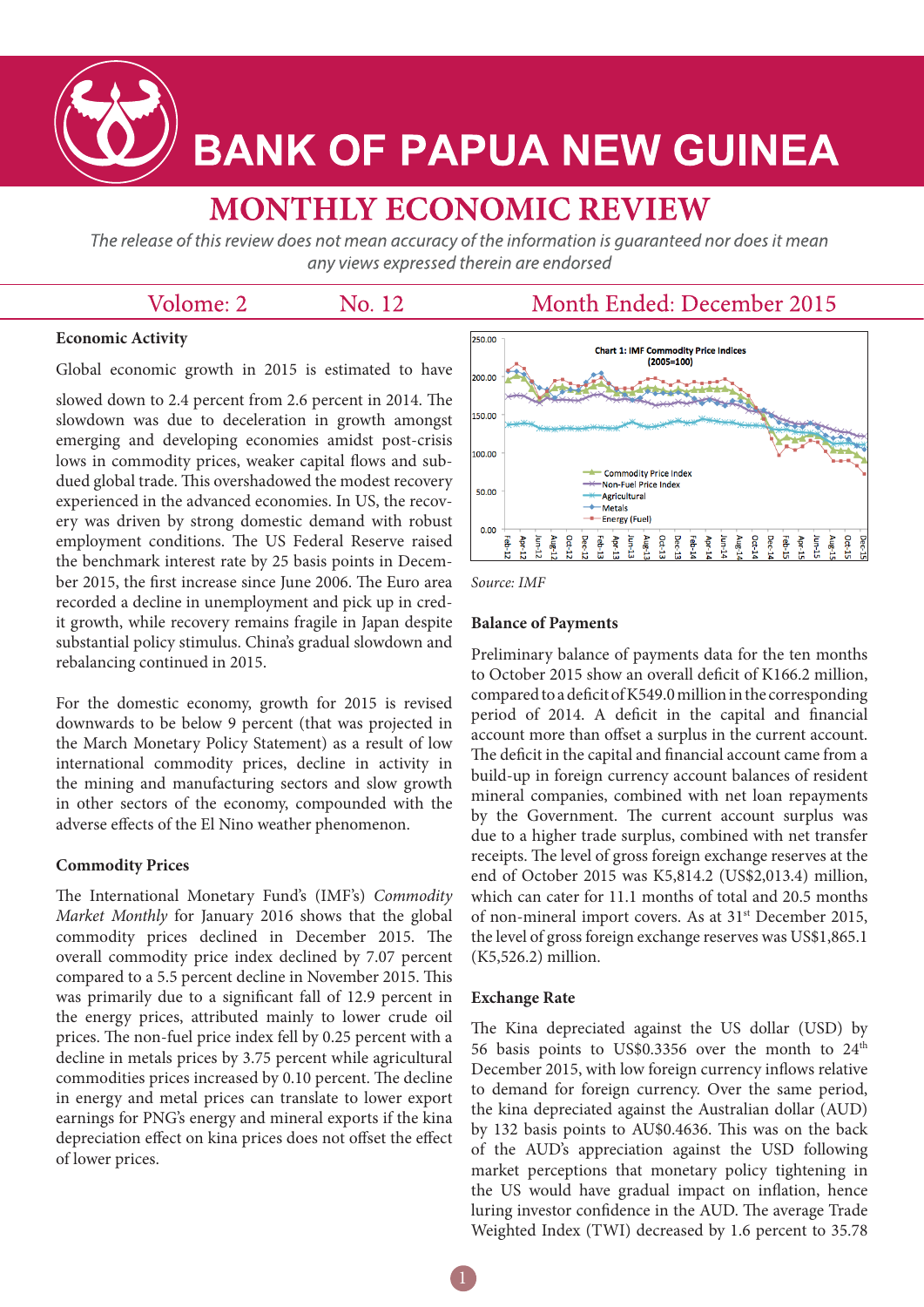# BANK OF PAPUA NEW GUINEA

# MONTHLY ECONOMIC REVIEW

*The release of this review does not mean accuracy of the information is guaranteed nor does it mean any views expressed therein are endorsed*

Volome: 2 No. 12 Month Ended: December 2015

### Economic Activity

Global economic growth in 2015 is estimated to have slowed down to 2.4 percent from 2.6 percent in 2014. The slowdown was due to deceleration in growth amongst emerging and developing economies amidst post-crisis lows in commodity prices, weaker capital flows and subdued global trade. This overshadowed the modest recovery experienced in the advanced economies. In US, the recovery was driven by strong domestic demand with robust employment conditions. The US Federal Reserve raised the benchmark interest rate by 25 basis points in December 2015, the first increase since June 2006. The Euro area recorded a decline in unemployment and pick up in credit growth, while recovery remains fragile in Japan despite substantial policy stimulus. China's gradual slowdown and rebalancing continued in 2015.

For the domestic economy, growth for 2015 is revised downwards to be below 9 percent (that was projected in the March Monetary Policy Statement) as a result of low international commodity prices, decline in activity in the mining and manufacturing sectors and slow growth in other sectors of the economy, compounded with the adverse effects of the El Nino weather phenomenon.

### Commodity Prices

The International Monetary Fund's (IMF's) *Commodity Market Monthly* for January 2016 shows that the global commodity prices declined in December 2015. The overall commodity price index declined by 7.07 percent compared to a 5.5 percent decline in November 2015. This was primarily due to a significant fall of 12.9 percent in the energy prices, attributed mainly to lower crude oil prices. The non-fuel price index fell by 0.25 percent with a decline in metals prices by 3.75 percent while agricultural commodities prices increased by 0.10 percent. The decline in energy and metal prices can translate to lower export earnings for PNG's energy and mineral exports if the kina depreciation effect on kina prices does not offset the effect of lower prices.

**Chart 1: IMF Commodity Price Indices (2005=100)**

Source: IMF

### Balance of Payments

Preliminary balance of payments data for the ten months to October 2015 show an overall deficit of K166.2 million, compared to a deficit of K549.0 million in the corresponding period of 2014. A deficit in the capital and financial account more than offset a surplus in the current account. The deficit in the capital and financial account came from a build-up in foreign currency account balances of resident mineral companies, combined with net loan repayments by the Government. The current account surplus was due to a higher trade surplus, combined with net transfer receipts. The level of gross foreign exchange reserves at the end of October 2015 was K5,814.2 (US$2,013.4) million, which can cater for 11.1 months of total and 20.5 months of non-mineral import covers. As at 31st December 2015, the level of gross foreign exchange reserves was US$1,865.1 (K5,526.2) million.

### Exchange Rate

The Kina depreciated against the US dollar (USD) by 56 basis points to US$0.3356 over the month to 24th December 2015, with low foreign currency inflows relative to demand for foreign currency. Over the same period, the kina depreciated against the Australian dollar (AUD) by 132 basis points to AU$0.4636. This was on the back of the AUD's appreciation against the USD following market perceptions that monetary policy tightening in the US would have gradual impact on inflation, hence luring investor confidence in the AUD. The average Trade Weighted Index (TWI) decreased by 1.6 percent to 35.78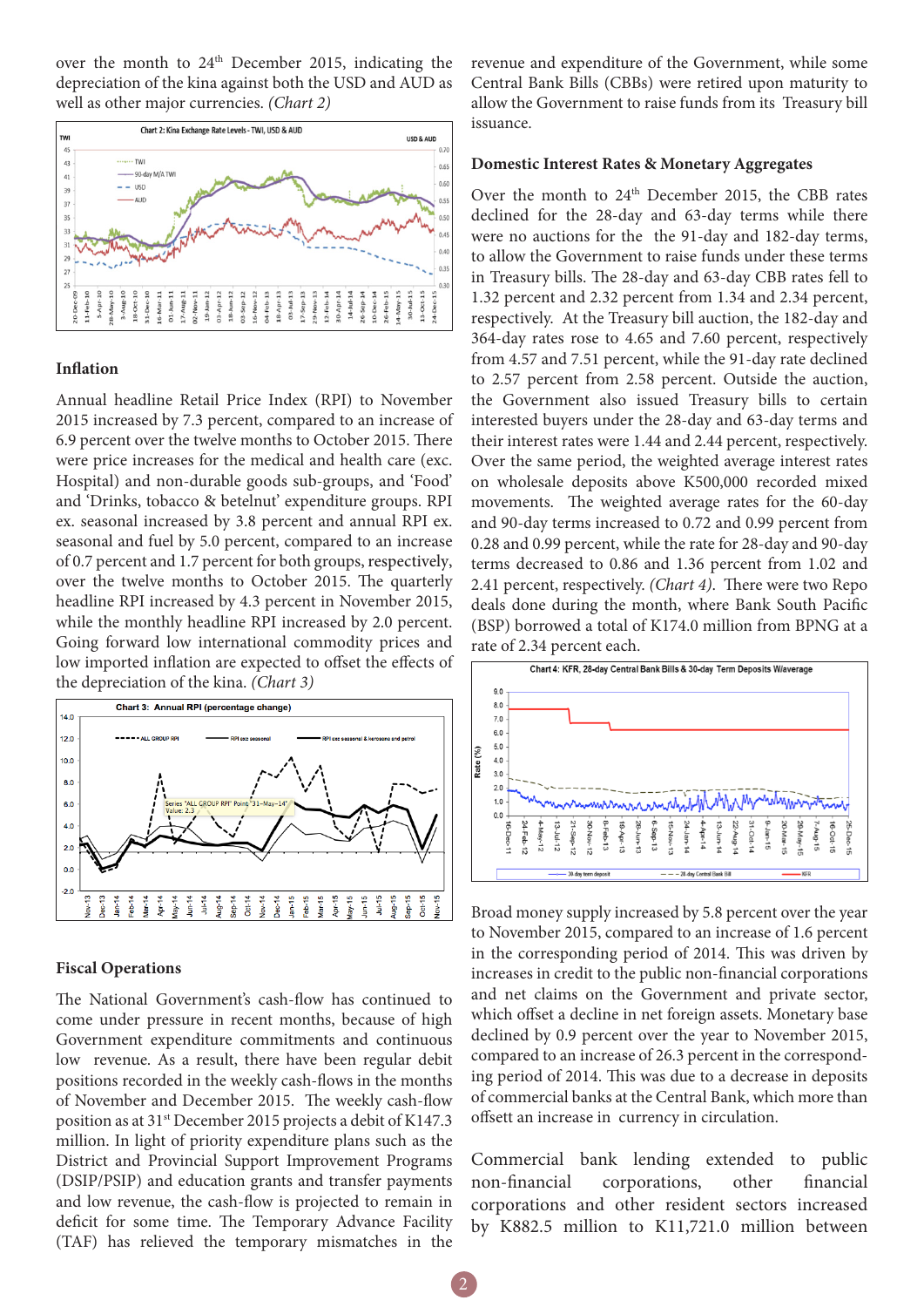over the month to 24[th] December 2015, indicating the depreciation of the kina against both the USD and AUD as well as other major currencies. *(Chart 2)*

Chart 2: Kina Exchange Rate Levels - TWI, USD & AUD

### Inflation

Annual headline Retail Price Index (RPI) to November 2015 increased by 7.3 percent, compared to an increase of 6.9 percent over the twelve months to October 2015. There were price increases for the medical and health care (exc. Hospital) and non-durable goods sub-groups, and 'Food' and 'Drinks, tobacco & betelnut' expenditure groups. RPI ex. seasonal increased by 3.8 percent and annual RPI ex. seasonal and fuel by 5.0 percent, compared to an increase of 0.7 percent and 1.7 percent for both groups, respectively, over the twelve months to October 2015. The quarterly headline RPI increased by 4.3 percent in November 2015, while the monthly headline RPI increased by 2.0 percent. Going forward low international commodity prices and low imported inflation are expected to offset the effects of the depreciation of the kina. *(Chart 3)*

Chart 3: Annual RPI (percentage change)

### Fiscal Operations

The National Government's cash-flow has continued to come under pressure in recent months, because of high Government expenditure commitments and continuous low revenue. As a result, there have been regular debit positions recorded in the weekly cash-flows in the months of November and December 2015. The weekly cash-flow position as at 31[st] December 2015 projects a debit of K147.3 million. In light of priority expenditure plans such as the District and Provincial Support Improvement Programs (DSIP/PSIP) and education grants and transfer payments and low revenue, the cash-flow is projected to remain in deficit for some time. The Temporary Advance Facility (TAF) has relieved the temporary mismatches in the revenue and expenditure of the Government, while some Central Bank Bills (CBBs) were retired upon maturity to allow the Government to raise funds from its Treasury bill issuance.

### Domestic Interest Rates & Monetary Aggregates

Over the month to 24[th] December 2015, the CBB rates declined for the 28-day and 63-day terms while there were no auctions for the the 91-day and 182-day terms, to allow the Government to raise funds under these terms in Treasury bills. The 28-day and 63-day CBB rates fell to 1.32 percent and 2.32 percent from 1.34 and 2.34 percent, respectively. At the Treasury bill auction, the 182-day and 364-day rates rose to 4.65 and 7.60 percent, respectively from 4.57 and 7.51 percent, while the 91-day rate declined to 2.57 percent from 2.58 percent. Outside the auction, the Government also issued Treasury bills to certain interested buyers under the 28-day and 63-day terms and their interest rates were 1.44 and 2.44 percent, respectively. Over the same period, the weighted average interest rates on wholesale deposits above K500,000 recorded mixed movements. The weighted average rates for the 60-day and 90-day terms increased to 0.72 and 0.99 percent from 0.28 and 0.99 percent, while the rate for 28-day and 90-day terms decreased to 0.86 and 1.36 percent from 1.02 and 2.41 percent, respectively. *(Chart 4)*. There were two Repo deals done during the month, where Bank South Pacific (BSP) borrowed a total of K174.0 million from BPNG at a rate of 2.34 percent each.

Chart 4: KFR, 28-day Central Bank Bills & 30-day Term Deposits W/average

Broad money supply increased by 5.8 percent over the year to November 2015, compared to an increase of 1.6 percent in the corresponding period of 2014. This was driven by increases in credit to the public non-financial corporations and net claims on the Government and private sector, which offset a decline in net foreign assets. Monetary base declined by 0.9 percent over the year to November 2015, compared to an increase of 26.3 percent in the corresponding period of 2014. This was due to a decrease in deposits of commercial banks at the Central Bank, which more than offsett an increase in currency in circulation.

Commercial bank lending extended to public non-financial corporations, other financial corporations and other resident sectors increased by K882.5 million to K11,721.0 million between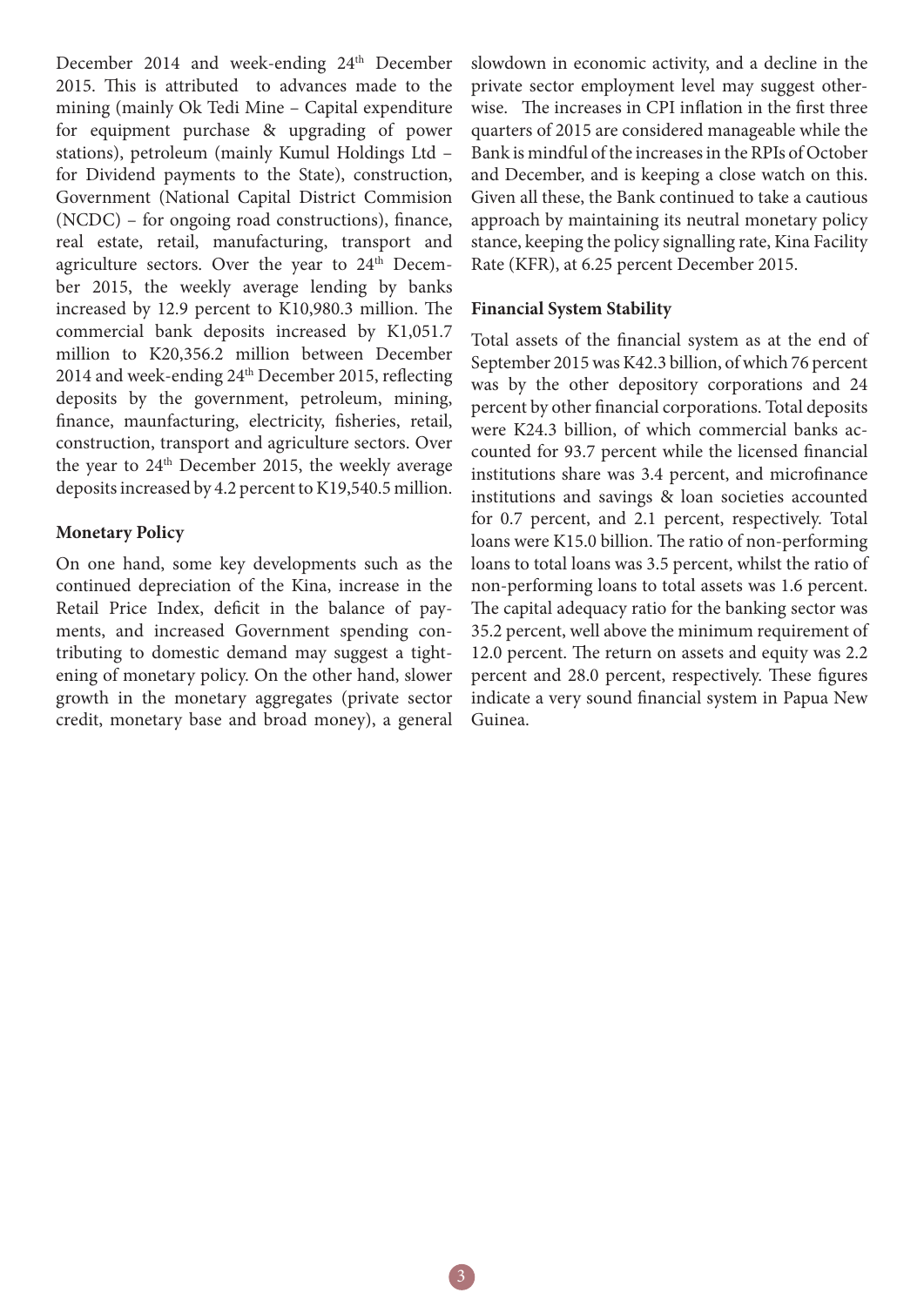December 2014 and week-ending 24th December 2015. This is attributed to advances made to the mining (mainly Ok Tedi Mine – Capital expenditure for equipment purchase & upgrading of power stations), petroleum (mainly Kumul Holdings Ltd – for Dividend payments to the State), construction, Government (National Capital District Commision (NCDC) – for ongoing road constructions), finance, real estate, retail, manufacturing, transport and agriculture sectors. Over the year to 24th December 2015, the weekly average lending by banks increased by 12.9 percent to K10,980.3 million. The commercial bank deposits increased by K1,051.7 million to K20,356.2 million between December 2014 and week-ending 24th December 2015, reflecting deposits by the government, petroleum, mining, finance, maunfacturing, electricity, fisheries, retail, construction, transport and agriculture sectors. Over the year to 24th December 2015, the weekly average deposits increased by 4.2 percent to K19,540.5 million.

**Monetary Policy**

On one hand, some key developments such as the continued depreciation of the Kina, increase in the Retail Price Index, deficit in the balance of payments, and increased Government spending contributing to domestic demand may suggest a tightening of monetary policy. On the other hand, slower growth in the monetary aggregates (private sector credit, monetary base and broad money), a general slowdown in economic activity, and a decline in the private sector employment level may suggest otherwise. The increases in CPI inflation in the first three quarters of 2015 are considered manageable while the Bank is mindful of the increases in the RPIs of October and December, and is keeping a close watch on this. Given all these, the Bank continued to take a cautious approach by maintaining its neutral monetary policy stance, keeping the policy signalling rate, Kina Facility Rate (KFR), at 6.25 percent December 2015.

**Financial System Stability**

Total assets of the financial system as at the end of September 2015 was K42.3 billion, of which 76 percent was by the other depository corporations and 24 percent by other financial corporations. Total deposits were K24.3 billion, of which commercial banks accounted for 93.7 percent while the licensed financial institutions share was 3.4 percent, and microfinance institutions and savings & loan societies accounted for 0.7 percent, and 2.1 percent, respectively. Total loans were K15.0 billion. The ratio of non-performing loans to total loans was 3.5 percent, whilst the ratio of non-performing loans to total assets was 1.6 percent. The capital adequacy ratio for the banking sector was 35.2 percent, well above the minimum requirement of 12.0 percent. The return on assets and equity was 2.2 percent and 28.0 percent, respectively. These figures indicate a very sound financial system in Papua New Guinea.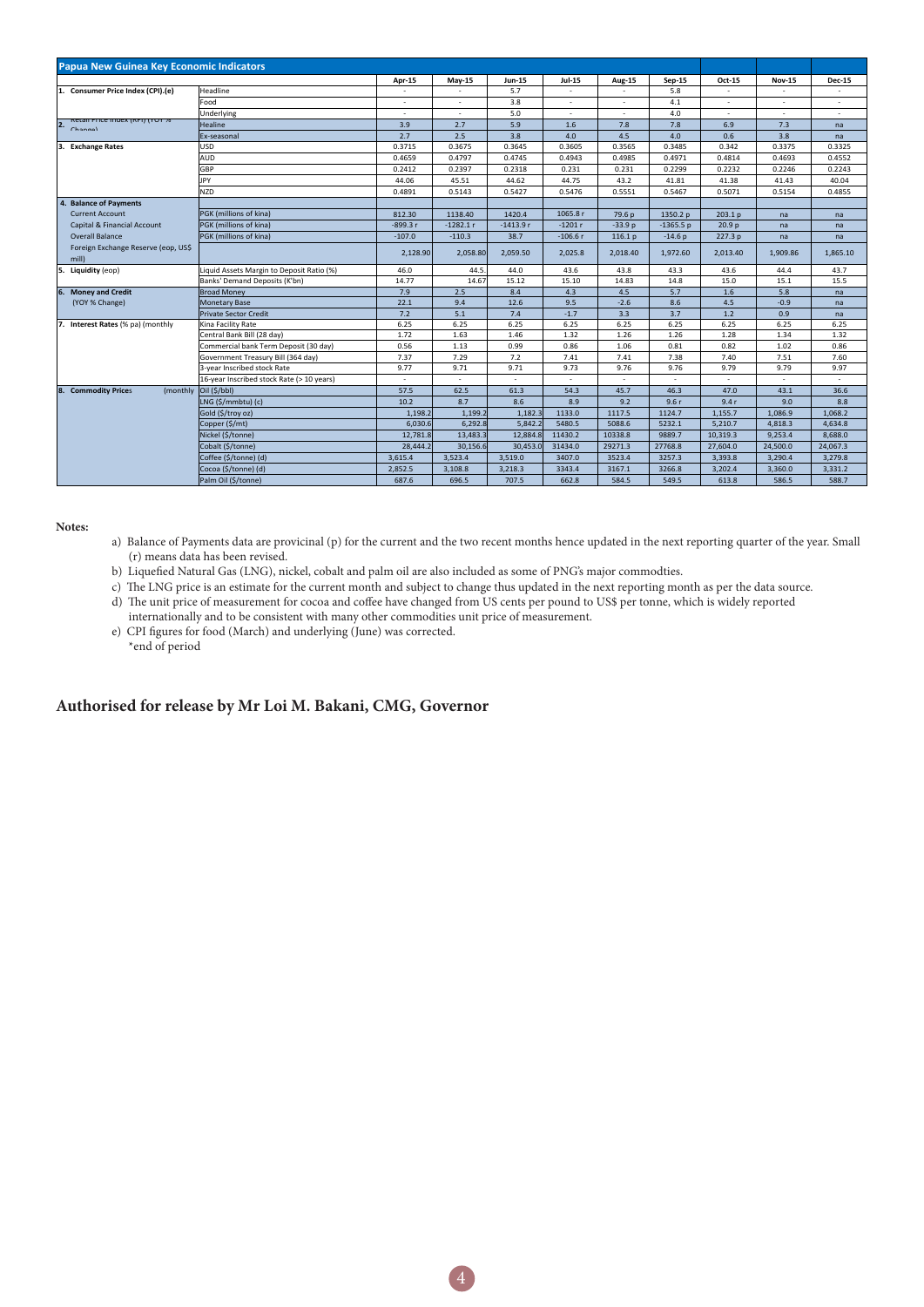| Papua New Guinea Key Economic Indicators | | | | | | | | | | |
|---|---|---|---|---|---|---|---|---|---|---|
| | | Apr-15 | May-15 | Jun-15 | Jul-15 | Aug-15 | Sep-15 | Oct-15 | Nov-15 | Dec-15 |
| 1. Consumer Price Index (CPI).(e) | Headline | - | - | 5.7 | - | - | 5.8 | - | - | - |
| | Food | - | - | 3.8 | - | - | 4.1 | - | - | - |
| | Underlying | - | - | 5.0 | - | - | 4.0 | - | - | - |
| 2. Retail Price Index (RPI) (YOY % Change) | Healine | 3.9 | 2.7 | 5.9 | 1.6 | 7.8 | 7.8 | 6.9 | 7.3 | na |
| | Ex-seasonal | 2.7 | 2.5 | 3.8 | 4.0 | 4.5 | 4.0 | 0.6 | 3.8 | na |
| 3. Exchange Rates | USD | 0.3715 | 0.3675 | 0.3645 | 0.3605 | 0.3565 | 0.3485 | 0.342 | 0.3375 | 0.3325 |
| | AUD | 0.4659 | 0.4797 | 0.4745 | 0.4943 | 0.4985 | 0.4971 | 0.4814 | 0.4693 | 0.4552 |
| | GBP | 0.2412 | 0.2397 | 0.2318 | 0.231 | 0.231 | 0.2299 | 0.2232 | 0.2246 | 0.2243 |
| | JPY | 44.06 | 45.51 | 44.62 | 44.75 | 43.2 | 41.81 | 41.38 | 41.43 | 40.04 |
| | NZD | 0.4891 | 0.5143 | 0.5427 | 0.5476 | 0.5551 | 0.5467 | 0.5071 | 0.5154 | 0.4855 |
| 4. Balance of Payments | | | | | | | | | | |
| Current Account | PGK (millions of kina) | 812.30 | 1138.40 | 1420.4 | 1065.8 r | 79.6 p | 1350.2 p | 203.1 p | na | na |
| Capital & Financial Account | PGK (millions of kina) | -899.3 r | -1282.1 r | -1413.9 r | -1201 r | -33.9 p | -1365.5 p | 20.9 p | na | na |
| Overall Balance | PGK (millions of kina) | -107.0 | -110.3 | 38.7 | -106.6 r | 116.1 p | -14.6 p | 227.3 p | na | na |
| Foreign Exchange Reserve (eop, US$ mill) | | 2,128.90 | 2,058.80 | 2,059.50 | 2,025.8 | 2,018.40 | 1,972.60 | 2,013.40 | 1,909.86 | 1,865.10 |
| 5. Liquidity (eop) | Liquid Assets Margin to Deposit Ratio (%) | 46.0 | 44.5 | 44.0 | 43.6 | 43.8 | 43.3 | 43.6 | 44.4 | 43.7 |
| | Banks' Demand Deposits (K'bn) | 14.77 | 14.67 | 15.12 | 15.10 | 14.83 | 14.8 | 15.0 | 15.1 | 15.5 |
| 6. Money and Credit (YOY % Change) | Broad Money | 7.9 | 2.5 | 8.4 | 4.3 | 4.5 | 5.7 | 1.6 | 5.8 | na |
| | Monetary Base | 22.1 | 9.4 | 12.6 | 9.5 | -2.6 | 8.6 | 4.5 | -0.9 | na |
| | Private Sector Credit | 7.2 | 5.1 | 7.4 | -1.7 | 3.3 | 3.7 | 1.2 | 0.9 | na |
| 7. Interest Rates (% pa) (monthly | Kina Facility Rate | 6.25 | 6.25 | 6.25 | 6.25 | 6.25 | 6.25 | 6.25 | 6.25 | 6.25 |
| | Central Bank Bill (28 day) | 1.72 | 1.63 | 1.46 | 1.32 | 1.26 | 1.26 | 1.28 | 1.34 | 1.32 |
| | Commercial bank Term Deposit (30 day) | 0.56 | 1.13 | 0.99 | 0.86 | 1.06 | 0.81 | 0.82 | 1.02 | 0.86 |
| | Government Treasury Bill (364 day) | 7.37 | 7.29 | 7.2 | 7.41 | 7.41 | 7.38 | 7.40 | 7.51 | 7.60 |
| | 3-year Inscribed stock Rate | 9.77 | 9.71 | 9.71 | 9.73 | 9.76 | 9.76 | 9.79 | 9.79 | 9.97 |
| | 16-year Inscribed stock Rate (> 10 years) | - | - | - | - | - | - | - | - | - |
| 8. Commodity Prices (monthly | Oil ($/bbl) | 57.5 | 62.5 | 61.3 | 54.3 | 45.7 | 46.3 | 47.0 | 43.1 | 36.6 |
| | LNG ($/mmbtu) (c) | 10.2 | 8.7 | 8.6 | 8.9 | 9.2 | 9.6 r | 9.4 r | 9.0 | 8.8 |
| | Gold ($/troy oz) | 1,198.2 | 1,199.2 | 1,182.3 | 1133.0 | 1117.5 | 1124.7 | 1,155.7 | 1,086.9 | 1,068.2 |
| | Copper ($/mt) | 6,030.6 | 6,292.8 | 5,842.2 | 5480.5 | 5088.6 | 5232.1 | 5,210.7 | 4,818.3 | 4,634.8 |
| | Nickel ($/tonne) | 12,781.8 | 13,483.3 | 12,884.8 | 11430.2 | 10338.8 | 9889.7 | 10,319.3 | 9,253.4 | 8,688.0 |
| | Cobalt ($/tonne) | 28,444.2 | 30,156.6 | 30,453.0 | 31434.0 | 29271.3 | 27768.8 | 27,604.0 | 24,500.0 | 24,067.3 |
| | Coffee ($/tonne) (d) | 3,615.4 | 3,523.4 | 3,519.0 | 3407.0 | 3523.4 | 3257.3 | 3,393.8 | 3,290.4 | 3,279.8 |
| | Cocoa ($/tonne) (d) | 2,852.5 | 3,108.8 | 3,218.3 | 3343.4 | 3167.1 | 3266.8 | 3,202.4 | 3,360.0 | 3,331.2 |
| | Palm Oil ($/tonne) | 687.6 | 696.5 | 707.5 | 662.8 | 584.5 | 549.5 | 613.8 | 586.5 | 588.7 |

**Notes:**

a) Balance of Payments data are provicinal (p) for the current and the two recent months hence updated in the next reporting quarter of the year. Small (r) means data has been revised.

b) Liquefied Natural Gas (LNG), nickel, cobalt and palm oil are also included as some of PNG's major commodties.

c) The LNG price is an estimate for the current month and subject to change thus updated in the next reporting month as per the data source.

d) The unit price of measurement for cocoa and coffee have changed from US cents per pound to US$ per tonne, which is widely reported internationally and to be consistent with many other commodities unit price of measurement.

e) CPI figures for food (March) and underlying (June) was corrected.

*end of period

## Authorised for release by Mr Loi M. Bakani, CMG, Governor